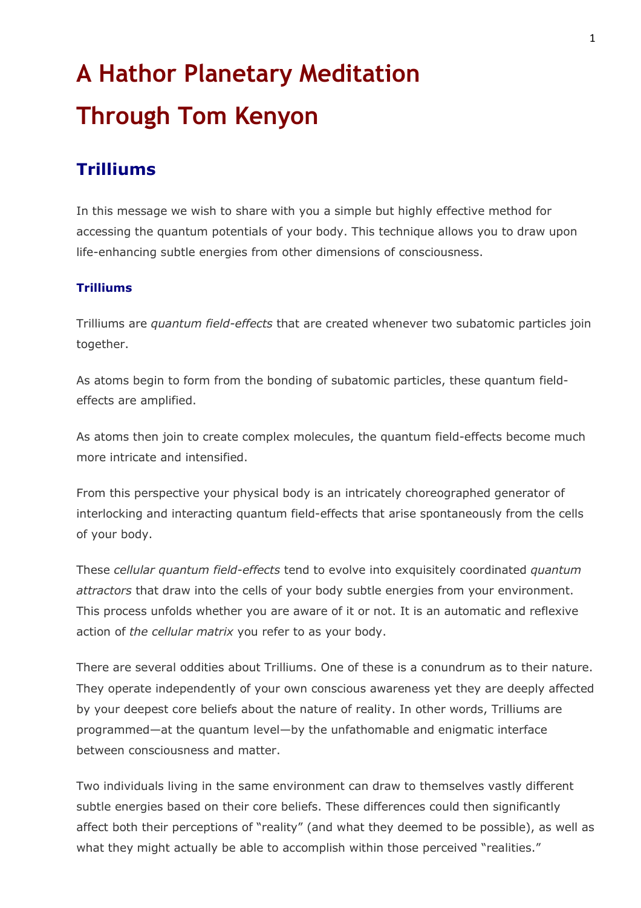# A Hathor Planetary Meditation Through Tom Kenyon

## Trilliums

In this message we wish to share with you a simple but highly effective method for accessing the quantum potentials of your body. This technique allows you to draw upon life-enhancing subtle energies from other dimensions of consciousness.

### Trilliums

Trilliums are *quantum field-effects* that are created whenever two subatomic particles join together.

As atoms begin to form from the bonding of subatomic particles, these quantum field-effects are amplified.

As atoms then join to create complex molecules, the quantum field-effects become much more intricate and intensified.

From this perspective your physical body is an intricately choreographed generator of interlocking and interacting quantum field-effects that arise spontaneously from the cells of your body.

These *cellular quantum field-effects* tend to evolve into exquisitely coordinated *quantum attractors* that draw into the cells of your body subtle energies from your environment. This process unfolds whether you are aware of it or not. It is an automatic and reflexive action of *the cellular matrix* you refer to as your body.

There are several oddities about Trilliums. One of these is a conundrum as to their nature. They operate independently of your own conscious awareness yet they are deeply affected by your deepest core beliefs about the nature of reality. In other words, Trilliums are programmed—at the quantum level—by the unfathomable and enigmatic interface between consciousness and matter.

Two individuals living in the same environment can draw to themselves vastly different subtle energies based on their core beliefs. These differences could then significantly affect both their perceptions of "reality" (and what they deemed to be possible), as well as what they might actually be able to accomplish within those perceived "realities."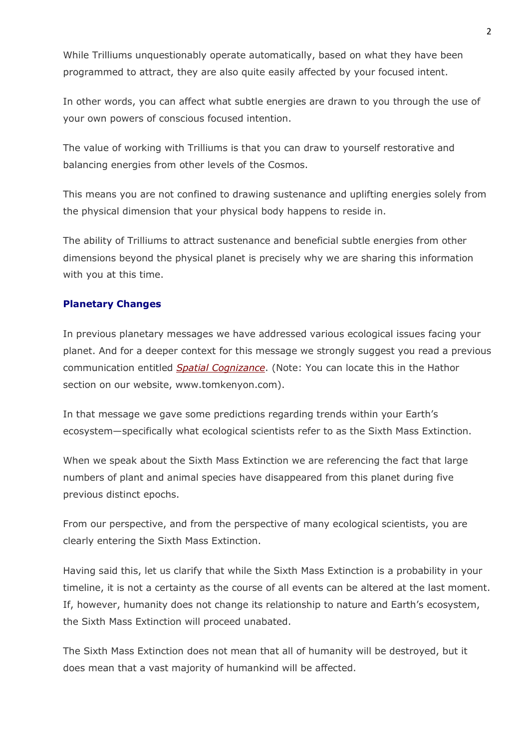While Trilliums unquestionably operate automatically, based on what they have been programmed to attract, they are also quite easily affected by your focused intent.

In other words, you can affect what subtle energies are drawn to you through the use of your own powers of conscious focused intention.

The value of working with Trilliums is that you can draw to yourself restorative and balancing energies from other levels of the Cosmos.

This means you are not confined to drawing sustenance and uplifting energies solely from the physical dimension that your physical body happens to reside in.

The ability of Trilliums to attract sustenance and beneficial subtle energies from other dimensions beyond the physical planet is precisely why we are sharing this information with you at this time.

### Planetary Changes

In previous planetary messages we have addressed various ecological issues facing your planet. And for a deeper context for this message we strongly suggest you read a previous communication entitled *Spatial Cognizance*. (Note: You can locate this in the Hathor section on our website, www.tomkenyon.com).

In that message we gave some predictions regarding trends within your Earth's ecosystem—specifically what ecological scientists refer to as the Sixth Mass Extinction.

When we speak about the Sixth Mass Extinction we are referencing the fact that large numbers of plant and animal species have disappeared from this planet during five previous distinct epochs.

From our perspective, and from the perspective of many ecological scientists, you are clearly entering the Sixth Mass Extinction.

Having said this, let us clarify that while the Sixth Mass Extinction is a probability in your timeline, it is not a certainty as the course of all events can be altered at the last moment. If, however, humanity does not change its relationship to nature and Earth's ecosystem, the Sixth Mass Extinction will proceed unabated.

The Sixth Mass Extinction does not mean that all of humanity will be destroyed, but it does mean that a vast majority of humankind will be affected.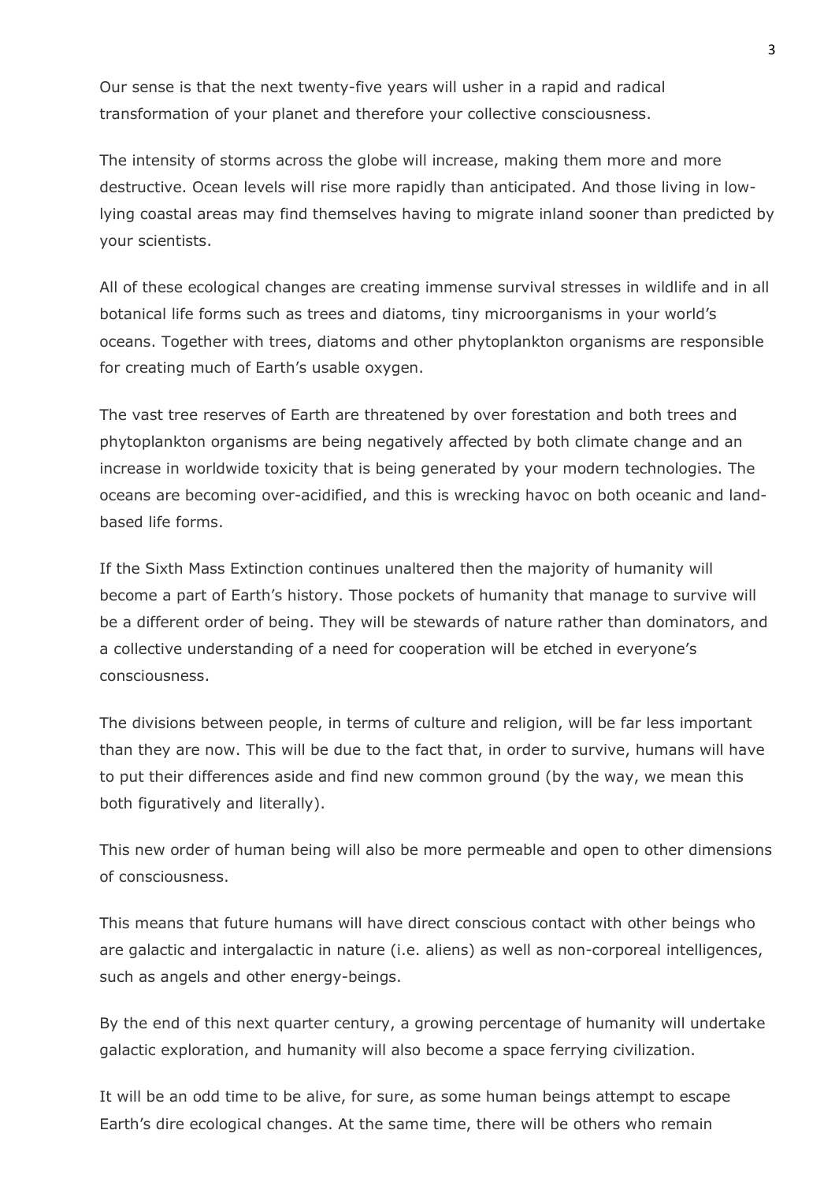Our sense is that the next twenty-five years will usher in a rapid and radical transformation of your planet and therefore your collective consciousness.

The intensity of storms across the globe will increase, making them more and more destructive. Ocean levels will rise more rapidly than anticipated. And those living in low-lying coastal areas may find themselves having to migrate inland sooner than predicted by your scientists.

All of these ecological changes are creating immense survival stresses in wildlife and in all botanical life forms such as trees and diatoms, tiny microorganisms in your world's oceans. Together with trees, diatoms and other phytoplankton organisms are responsible for creating much of Earth's usable oxygen.

The vast tree reserves of Earth are threatened by over forestation and both trees and phytoplankton organisms are being negatively affected by both climate change and an increase in worldwide toxicity that is being generated by your modern technologies. The oceans are becoming over-acidified, and this is wrecking havoc on both oceanic and land-based life forms.

If the Sixth Mass Extinction continues unaltered then the majority of humanity will become a part of Earth's history. Those pockets of humanity that manage to survive will be a different order of being. They will be stewards of nature rather than dominators, and a collective understanding of a need for cooperation will be etched in everyone's consciousness.

The divisions between people, in terms of culture and religion, will be far less important than they are now. This will be due to the fact that, in order to survive, humans will have to put their differences aside and find new common ground (by the way, we mean this both figuratively and literally).

This new order of human being will also be more permeable and open to other dimensions of consciousness.

This means that future humans will have direct conscious contact with other beings who are galactic and intergalactic in nature (i.e. aliens) as well as non-corporeal intelligences, such as angels and other energy-beings.

By the end of this next quarter century, a growing percentage of humanity will undertake galactic exploration, and humanity will also become a space ferrying civilization.

It will be an odd time to be alive, for sure, as some human beings attempt to escape Earth's dire ecological changes. At the same time, there will be others who remain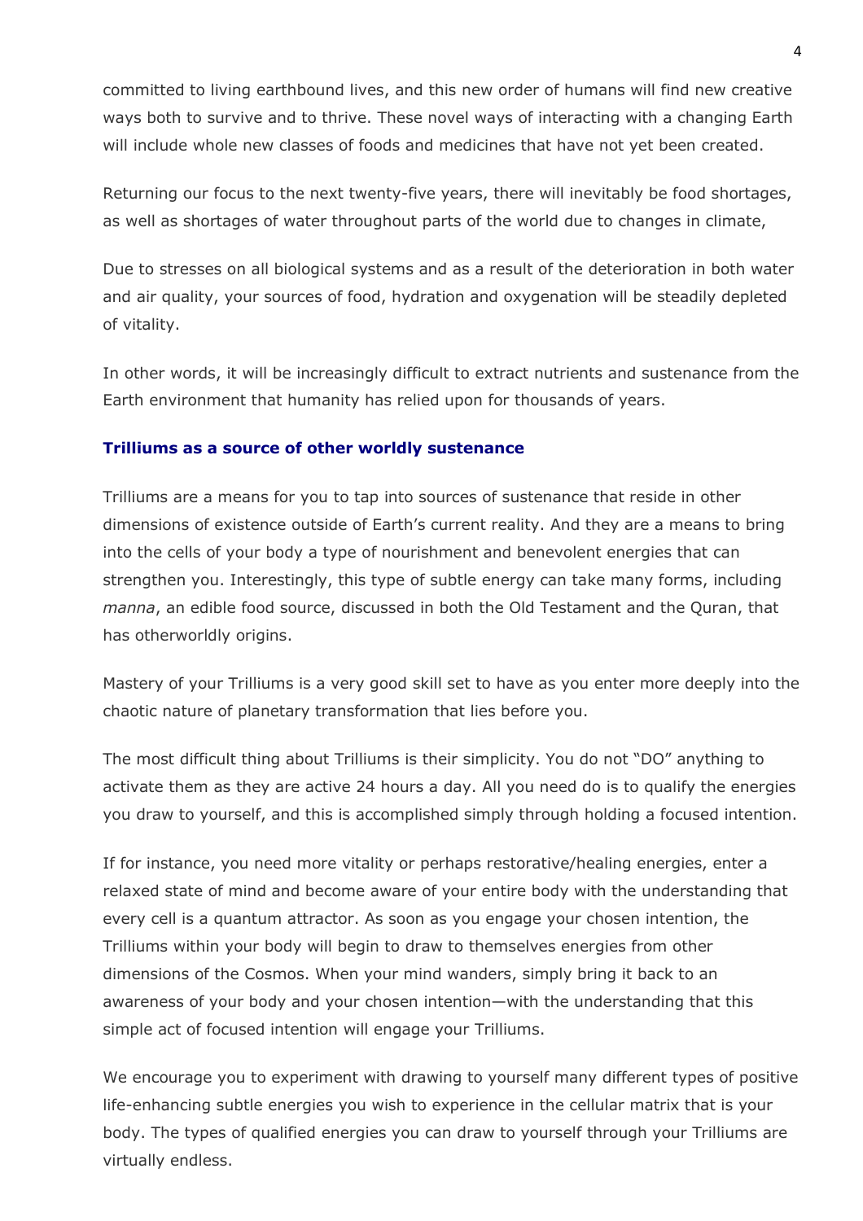committed to living earthbound lives, and this new order of humans will find new creative ways both to survive and to thrive. These novel ways of interacting with a changing Earth will include whole new classes of foods and medicines that have not yet been created.

Returning our focus to the next twenty-five years, there will inevitably be food shortages, as well as shortages of water throughout parts of the world due to changes in climate,

Due to stresses on all biological systems and as a result of the deterioration in both water and air quality, your sources of food, hydration and oxygenation will be steadily depleted of vitality.

In other words, it will be increasingly difficult to extract nutrients and sustenance from the Earth environment that humanity has relied upon for thousands of years.

### Trilliums as a source of other worldly sustenance

Trilliums are a means for you to tap into sources of sustenance that reside in other dimensions of existence outside of Earth's current reality. And they are a means to bring into the cells of your body a type of nourishment and benevolent energies that can strengthen you. Interestingly, this type of subtle energy can take many forms, including *manna*, an edible food source, discussed in both the Old Testament and the Quran, that has otherworldly origins.

Mastery of your Trilliums is a very good skill set to have as you enter more deeply into the chaotic nature of planetary transformation that lies before you.

The most difficult thing about Trilliums is their simplicity. You do not "DO" anything to activate them as they are active 24 hours a day. All you need do is to qualify the energies you draw to yourself, and this is accomplished simply through holding a focused intention.

If for instance, you need more vitality or perhaps restorative/healing energies, enter a relaxed state of mind and become aware of your entire body with the understanding that every cell is a quantum attractor. As soon as you engage your chosen intention, the Trilliums within your body will begin to draw to themselves energies from other dimensions of the Cosmos. When your mind wanders, simply bring it back to an awareness of your body and your chosen intention—with the understanding that this simple act of focused intention will engage your Trilliums.

We encourage you to experiment with drawing to yourself many different types of positive life-enhancing subtle energies you wish to experience in the cellular matrix that is your body. The types of qualified energies you can draw to yourself through your Trilliums are virtually endless.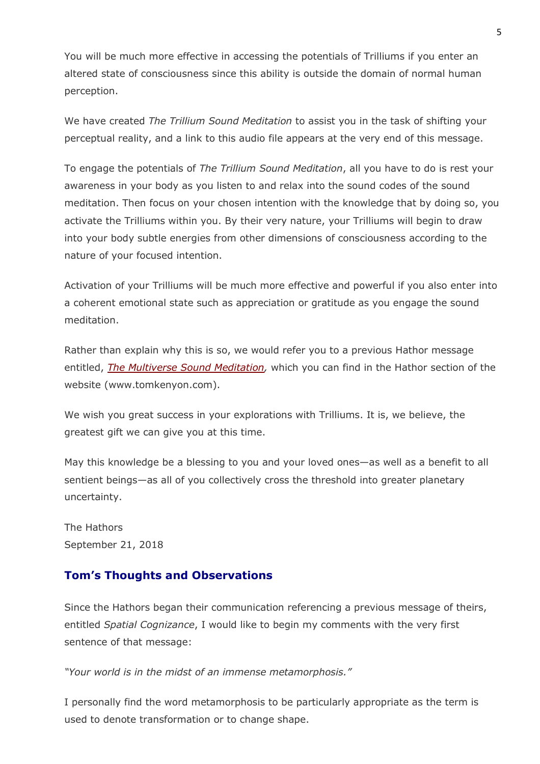You will be much more effective in accessing the potentials of Trilliums if you enter an altered state of consciousness since this ability is outside the domain of normal human perception.

We have created *The Trillium Sound Meditation* to assist you in the task of shifting your perceptual reality, and a link to this audio file appears at the very end of this message.

To engage the potentials of *The Trillium Sound Meditation*, all you have to do is rest your awareness in your body as you listen to and relax into the sound codes of the sound meditation. Then focus on your chosen intention with the knowledge that by doing so, you activate the Trilliums within you. By their very nature, your Trilliums will begin to draw into your body subtle energies from other dimensions of consciousness according to the nature of your focused intention.

Activation of your Trilliums will be much more effective and powerful if you also enter into a coherent emotional state such as appreciation or gratitude as you engage the sound meditation.

Rather than explain why this is so, we would refer you to a previous Hathor message entitled, *The Multiverse Sound Meditation*, which you can find in the Hathor section of the website (www.tomkenyon.com).

We wish you great success in your explorations with Trilliums. It is, we believe, the greatest gift we can give you at this time.

May this knowledge be a blessing to you and your loved ones—as well as a benefit to all sentient beings—as all of you collectively cross the threshold into greater planetary uncertainty.

The Hathors
September 21, 2018

## Tom's Thoughts and Observations

Since the Hathors began their communication referencing a previous message of theirs, entitled *Spatial Cognizance*, I would like to begin my comments with the very first sentence of that message:

*"Your world is in the midst of an immense metamorphosis."*

I personally find the word metamorphosis to be particularly appropriate as the term is used to denote transformation or to change shape.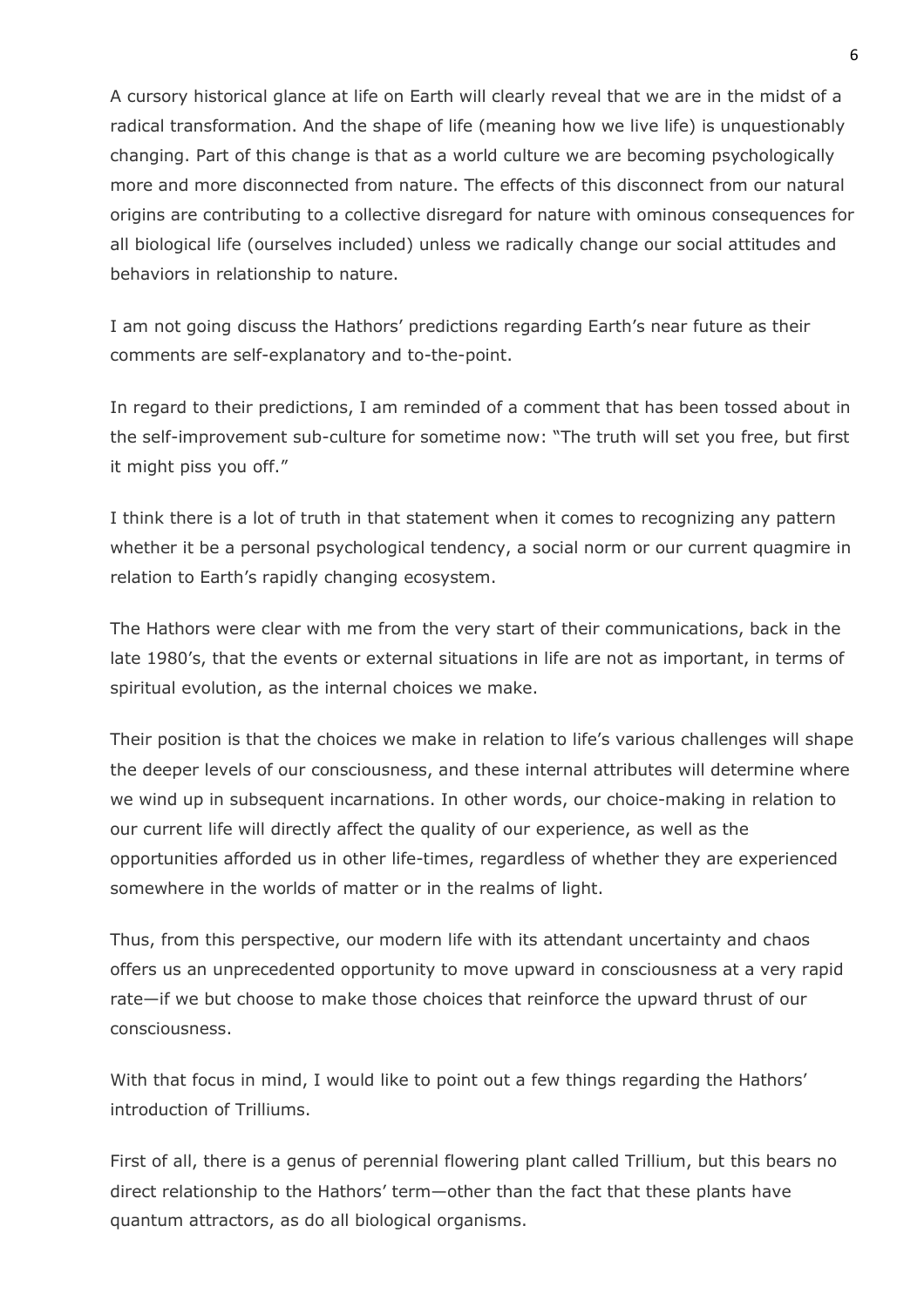A cursory historical glance at life on Earth will clearly reveal that we are in the midst of a radical transformation. And the shape of life (meaning how we live life) is unquestionably changing. Part of this change is that as a world culture we are becoming psychologically more and more disconnected from nature. The effects of this disconnect from our natural origins are contributing to a collective disregard for nature with ominous consequences for all biological life (ourselves included) unless we radically change our social attitudes and behaviors in relationship to nature.

I am not going discuss the Hathors' predictions regarding Earth's near future as their comments are self-explanatory and to-the-point.

In regard to their predictions, I am reminded of a comment that has been tossed about in the self-improvement sub-culture for sometime now: "The truth will set you free, but first it might piss you off."

I think there is a lot of truth in that statement when it comes to recognizing any pattern whether it be a personal psychological tendency, a social norm or our current quagmire in relation to Earth's rapidly changing ecosystem.

The Hathors were clear with me from the very start of their communications, back in the late 1980's, that the events or external situations in life are not as important, in terms of spiritual evolution, as the internal choices we make.

Their position is that the choices we make in relation to life's various challenges will shape the deeper levels of our consciousness, and these internal attributes will determine where we wind up in subsequent incarnations. In other words, our choice-making in relation to our current life will directly affect the quality of our experience, as well as the opportunities afforded us in other life-times, regardless of whether they are experienced somewhere in the worlds of matter or in the realms of light.

Thus, from this perspective, our modern life with its attendant uncertainty and chaos offers us an unprecedented opportunity to move upward in consciousness at a very rapid rate—if we but choose to make those choices that reinforce the upward thrust of our consciousness.

With that focus in mind, I would like to point out a few things regarding the Hathors' introduction of Trilliums.

First of all, there is a genus of perennial flowering plant called Trillium, but this bears no direct relationship to the Hathors' term—other than the fact that these plants have quantum attractors, as do all biological organisms.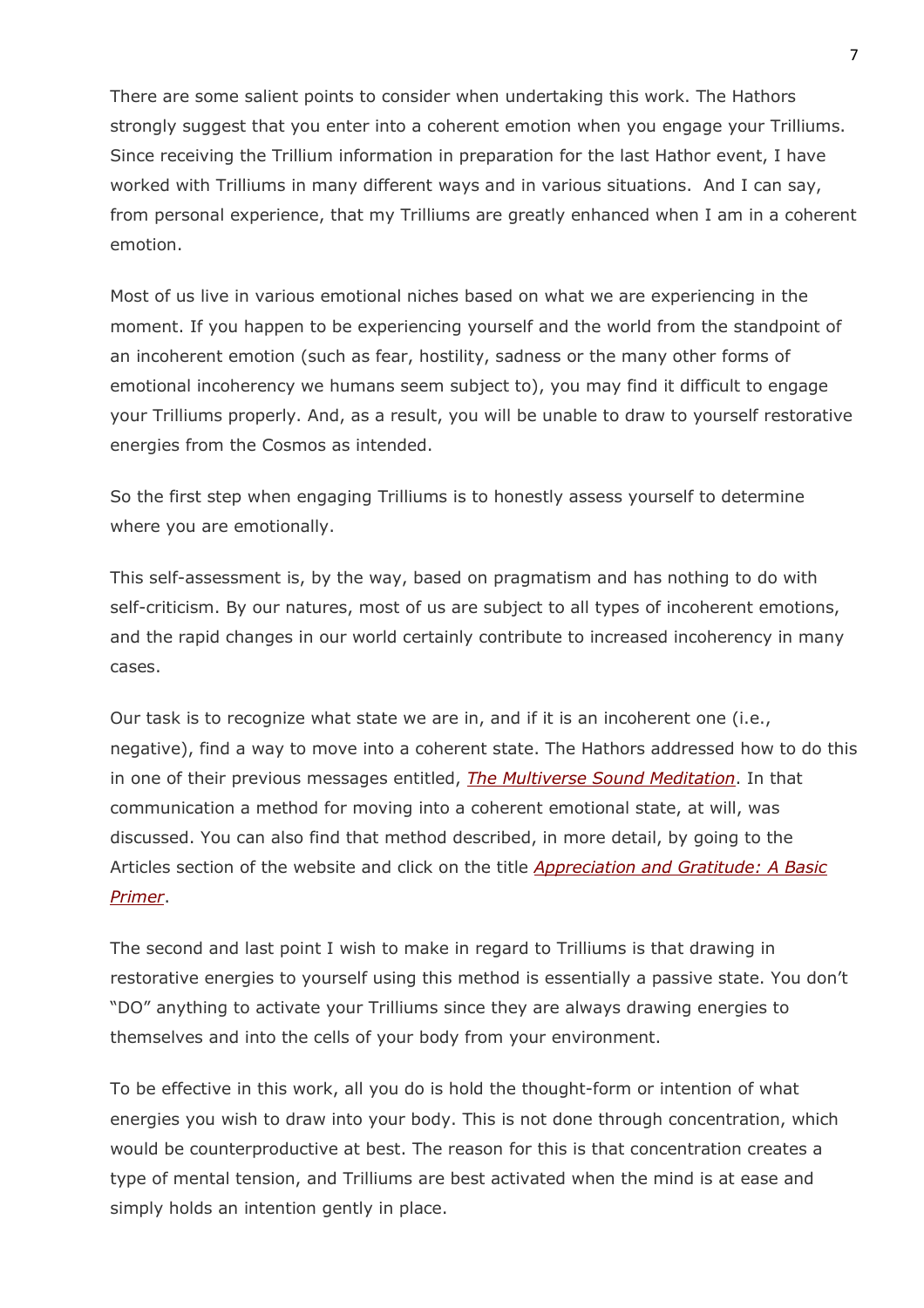There are some salient points to consider when undertaking this work. The Hathors strongly suggest that you enter into a coherent emotion when you engage your Trilliums. Since receiving the Trillium information in preparation for the last Hathor event, I have worked with Trilliums in many different ways and in various situations.  And I can say, from personal experience, that my Trilliums are greatly enhanced when I am in a coherent emotion.

Most of us live in various emotional niches based on what we are experiencing in the moment. If you happen to be experiencing yourself and the world from the standpoint of an incoherent emotion (such as fear, hostility, sadness or the many other forms of emotional incoherency we humans seem subject to), you may find it difficult to engage your Trilliums properly. And, as a result, you will be unable to draw to yourself restorative energies from the Cosmos as intended.

So the first step when engaging Trilliums is to honestly assess yourself to determine where you are emotionally.

This self-assessment is, by the way, based on pragmatism and has nothing to do with self-criticism. By our natures, most of us are subject to all types of incoherent emotions, and the rapid changes in our world certainly contribute to increased incoherency in many cases.

Our task is to recognize what state we are in, and if it is an incoherent one (i.e., negative), find a way to move into a coherent state. The Hathors addressed how to do this in one of their previous messages entitled, *The Multiverse Sound Meditation*. In that communication a method for moving into a coherent emotional state, at will, was discussed. You can also find that method described, in more detail, by going to the Articles section of the website and click on the title *Appreciation and Gratitude: A Basic Primer*.

The second and last point I wish to make in regard to Trilliums is that drawing in restorative energies to yourself using this method is essentially a passive state. You don't "DO" anything to activate your Trilliums since they are always drawing energies to themselves and into the cells of your body from your environment.

To be effective in this work, all you do is hold the thought-form or intention of what energies you wish to draw into your body. This is not done through concentration, which would be counterproductive at best. The reason for this is that concentration creates a type of mental tension, and Trilliums are best activated when the mind is at ease and simply holds an intention gently in place.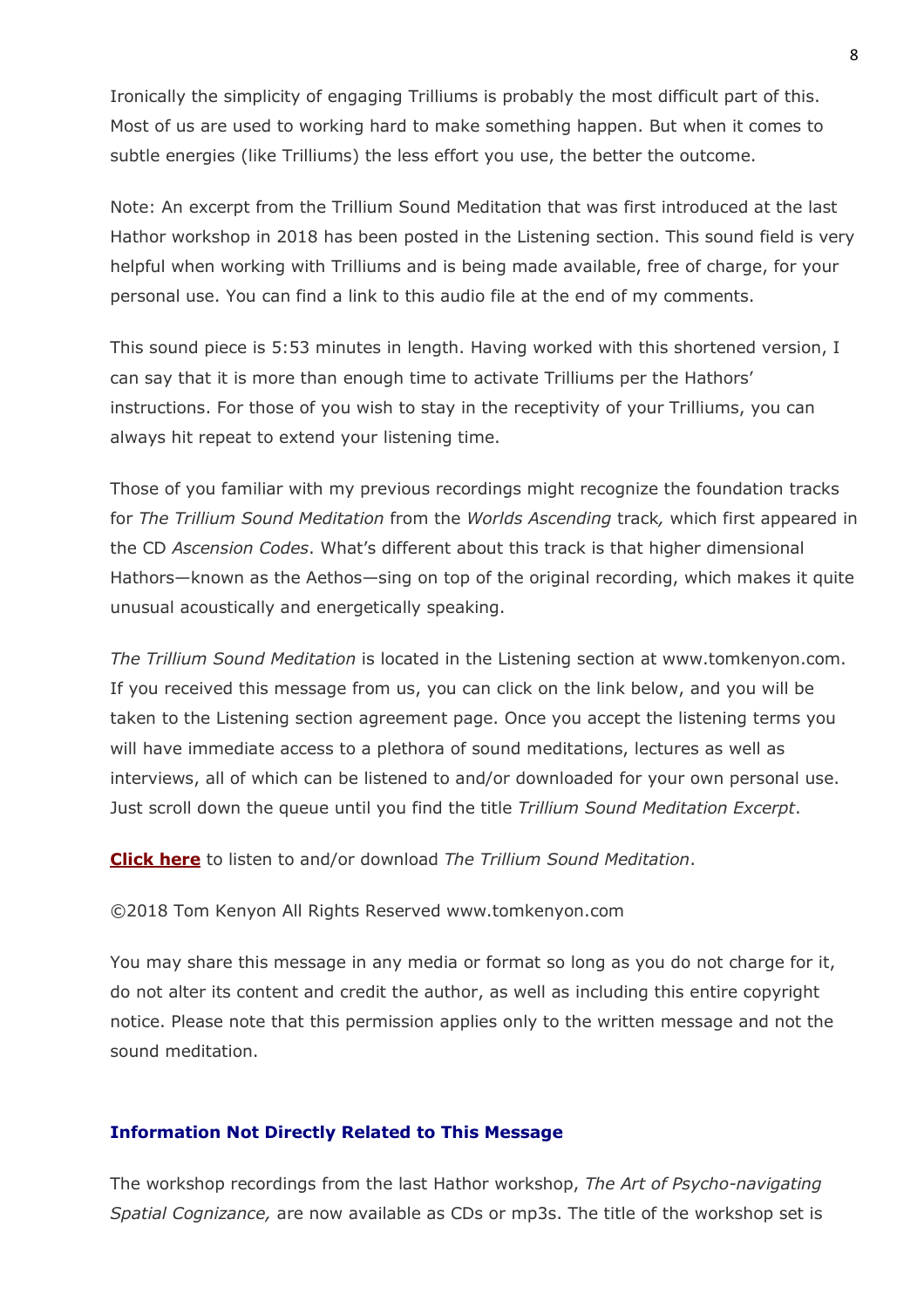Ironically the simplicity of engaging Trilliums is probably the most difficult part of this. Most of us are used to working hard to make something happen. But when it comes to subtle energies (like Trilliums) the less effort you use, the better the outcome.

Note: An excerpt from the Trillium Sound Meditation that was first introduced at the last Hathor workshop in 2018 has been posted in the Listening section. This sound field is very helpful when working with Trilliums and is being made available, free of charge, for your personal use. You can find a link to this audio file at the end of my comments.

This sound piece is 5:53 minutes in length. Having worked with this shortened version, I can say that it is more than enough time to activate Trilliums per the Hathors' instructions. For those of you wish to stay in the receptivity of your Trilliums, you can always hit repeat to extend your listening time.

Those of you familiar with my previous recordings might recognize the foundation tracks for *The Trillium Sound Meditation* from the *Worlds Ascending* track*,* which first appeared in the CD *Ascension Codes*. What's different about this track is that higher dimensional Hathors—known as the Aethos—sing on top of the original recording, which makes it quite unusual acoustically and energetically speaking.

*The Trillium Sound Meditation* is located in the Listening section at www.tomkenyon.com. If you received this message from us, you can click on the link below, and you will be taken to the Listening section agreement page. Once you accept the listening terms you will have immediate access to a plethora of sound meditations, lectures as well as interviews, all of which can be listened to and/or downloaded for your own personal use. Just scroll down the queue until you find the title *Trillium Sound Meditation Excerpt*.

**Click here** to listen to and/or download *The Trillium Sound Meditation*.

©2018 Tom Kenyon All Rights Reserved www.tomkenyon.com

You may share this message in any media or format so long as you do not charge for it, do not alter its content and credit the author, as well as including this entire copyright notice. Please note that this permission applies only to the written message and not the sound meditation.

### Information Not Directly Related to This Message

The workshop recordings from the last Hathor workshop, *The Art of Psycho-navigating Spatial Cognizance,* are now available as CDs or mp3s. The title of the workshop set is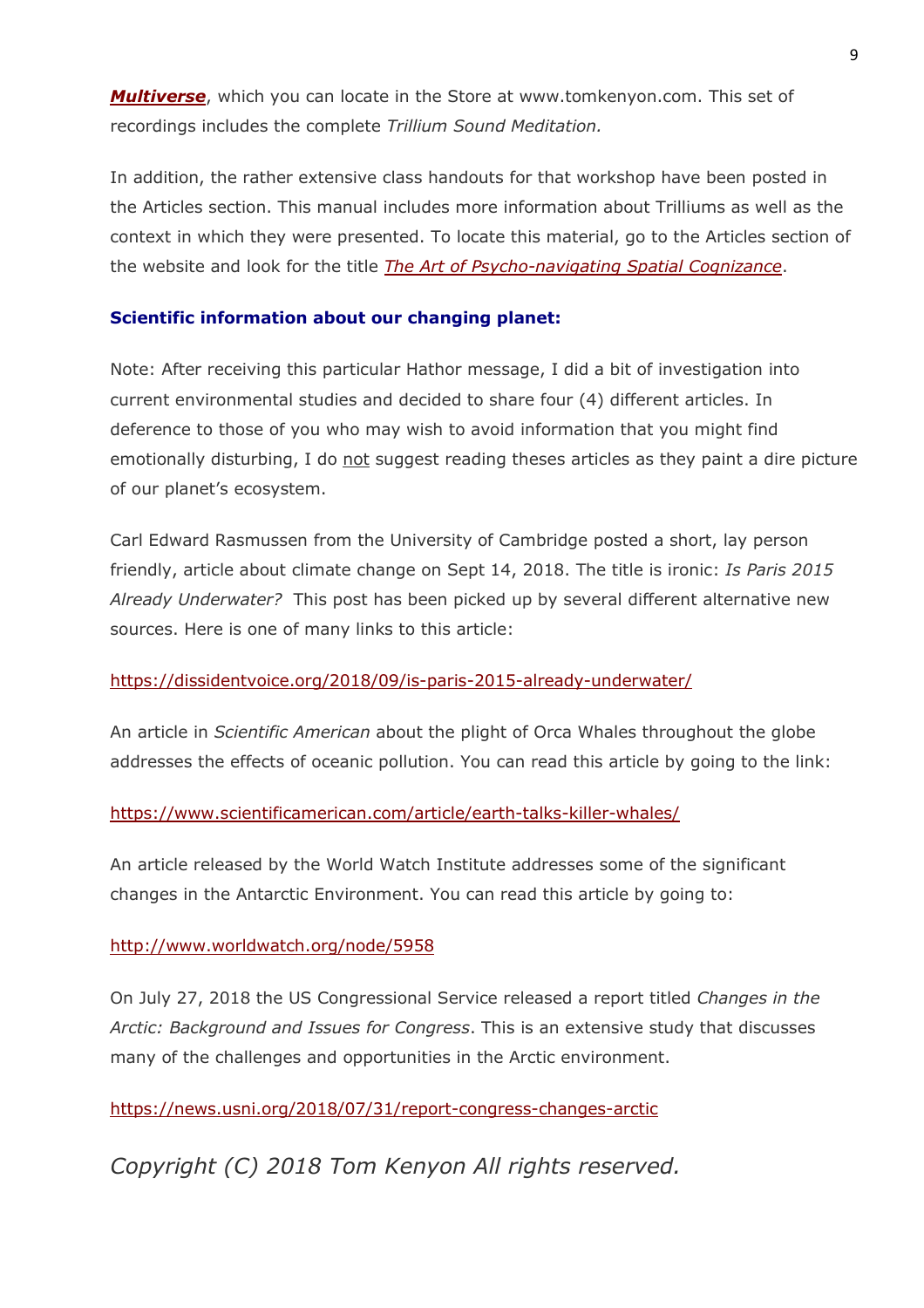***Multiverse***, which you can locate in the Store at www.tomkenyon.com. This set of recordings includes the complete *Trillium Sound Meditation.*

In addition, the rather extensive class handouts for that workshop have been posted in the Articles section. This manual includes more information about Trilliums as well as the context in which they were presented. To locate this material, go to the Articles section of the website and look for the title *The Art of Psycho-navigating Spatial Cognizance*.

**Scientific information about our changing planet:**

Note: After receiving this particular Hathor message, I did a bit of investigation into current environmental studies and decided to share four (4) different articles. In deference to those of you who may wish to avoid information that you might find emotionally disturbing, I do not suggest reading theses articles as they paint a dire picture of our planet's ecosystem.

Carl Edward Rasmussen from the University of Cambridge posted a short, lay person friendly, article about climate change on Sept 14, 2018. The title is ironic: *Is Paris 2015 Already Underwater?* This post has been picked up by several different alternative new sources. Here is one of many links to this article:

https://dissidentvoice.org/2018/09/is-paris-2015-already-underwater/

An article in *Scientific American* about the plight of Orca Whales throughout the globe addresses the effects of oceanic pollution. You can read this article by going to the link:

https://www.scientificamerican.com/article/earth-talks-killer-whales/

An article released by the World Watch Institute addresses some of the significant changes in the Antarctic Environment. You can read this article by going to:

http://www.worldwatch.org/node/5958

On July 27, 2018 the US Congressional Service released a report titled *Changes in the Arctic: Background and Issues for Congress*. This is an extensive study that discusses many of the challenges and opportunities in the Arctic environment.

https://news.usni.org/2018/07/31/report-congress-changes-arctic

*Copyright (C) 2018 Tom Kenyon All rights reserved.*